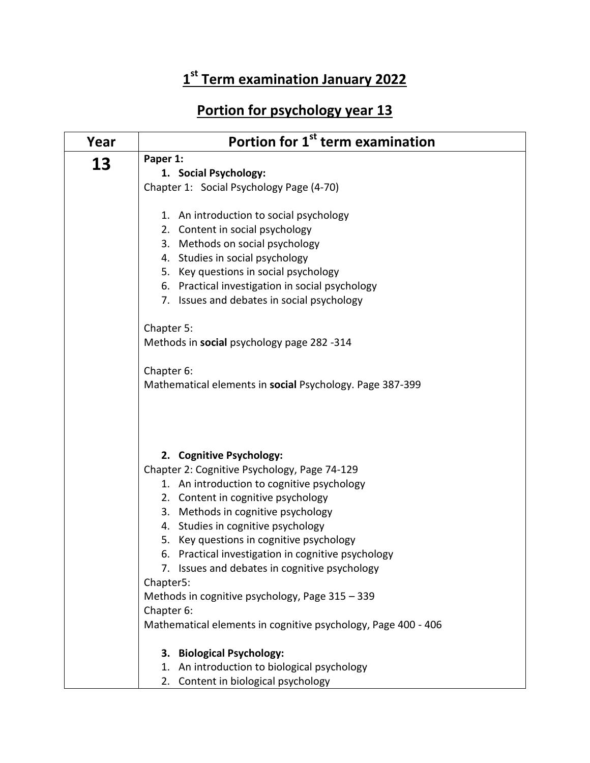# 1[st] Term examination January 2022

## Portion for psychology year 13

| Year | Portion for 1[st] term examination |
|---|---|
| **13** | **Paper 1:**<br>**1. Social Psychology:**<br>Chapter 1: Social Psychology Page (4-70)<br><br>1. An introduction to social psychology<br>2. Content in social psychology<br>3. Methods on social psychology<br>4. Studies in social psychology<br>5. Key questions in social psychology<br>6. Practical investigation in social psychology<br>7. Issues and debates in social psychology<br><br>Chapter 5:<br>Methods in **social** psychology page 282 -314<br><br>Chapter 6:<br>Mathematical elements in **social** Psychology. Page 387-399<br><br>**2. Cognitive Psychology:**<br>Chapter 2: Cognitive Psychology, Page 74-129<br>1. An introduction to cognitive psychology<br>2. Content in cognitive psychology<br>3. Methods in cognitive psychology<br>4. Studies in cognitive psychology<br>5. Key questions in cognitive psychology<br>6. Practical investigation in cognitive psychology<br>7. Issues and debates in cognitive psychology<br>Chapter5:<br>Methods in cognitive psychology, Page 315 – 339<br>Chapter 6:<br>Mathematical elements in cognitive psychology, Page 400 - 406<br><br>**3. Biological Psychology:**<br>1. An introduction to biological psychology<br>2. Content in biological psychology |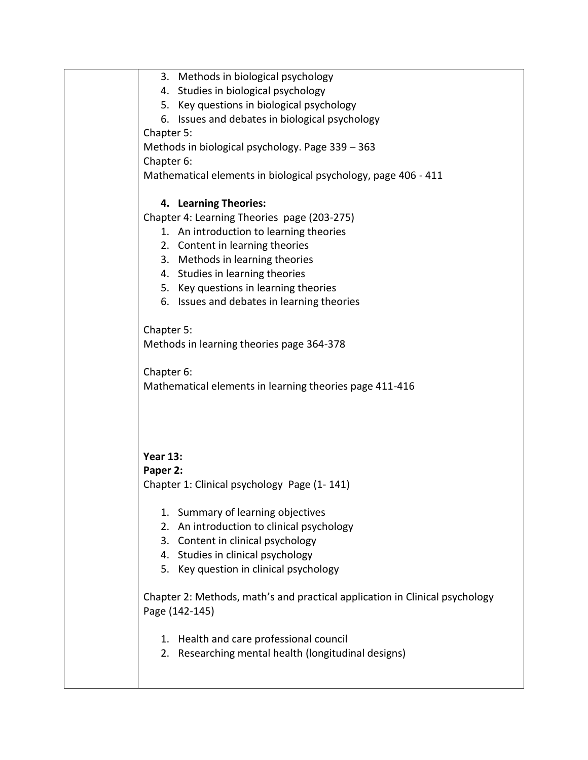| | 3. Methods in biological psychology<br>4. Studies in biological psychology<br>5. Key questions in biological psychology<br>6. Issues and debates in biological psychology<br>Chapter 5:<br>Methods in biological psychology. Page 339 – 363<br>Chapter 6:<br>Mathematical elements in biological psychology, page 406 - 411<br><br>**4. Learning Theories:**<br>Chapter 4: Learning Theories page (203-275)<br>1. An introduction to learning theories<br>2. Content in learning theories<br>3. Methods in learning theories<br>4. Studies in learning theories<br>5. Key questions in learning theories<br>6. Issues and debates in learning theories<br><br>Chapter 5:<br>Methods in learning theories page 364-378<br><br>Chapter 6:<br>Mathematical elements in learning theories page 411-416<br><br>**Year 13:**<br>**Paper 2:**<br>Chapter 1: Clinical psychology Page (1- 141)<br><br>1. Summary of learning objectives<br>2. An introduction to clinical psychology<br>3. Content in clinical psychology<br>4. Studies in clinical psychology<br>5. Key question in clinical psychology<br><br>Chapter 2: Methods, math's and practical application in Clinical psychology Page (142-145)<br><br>1. Health and care professional council<br>2. Researching mental health (longitudinal designs) |
|---|---|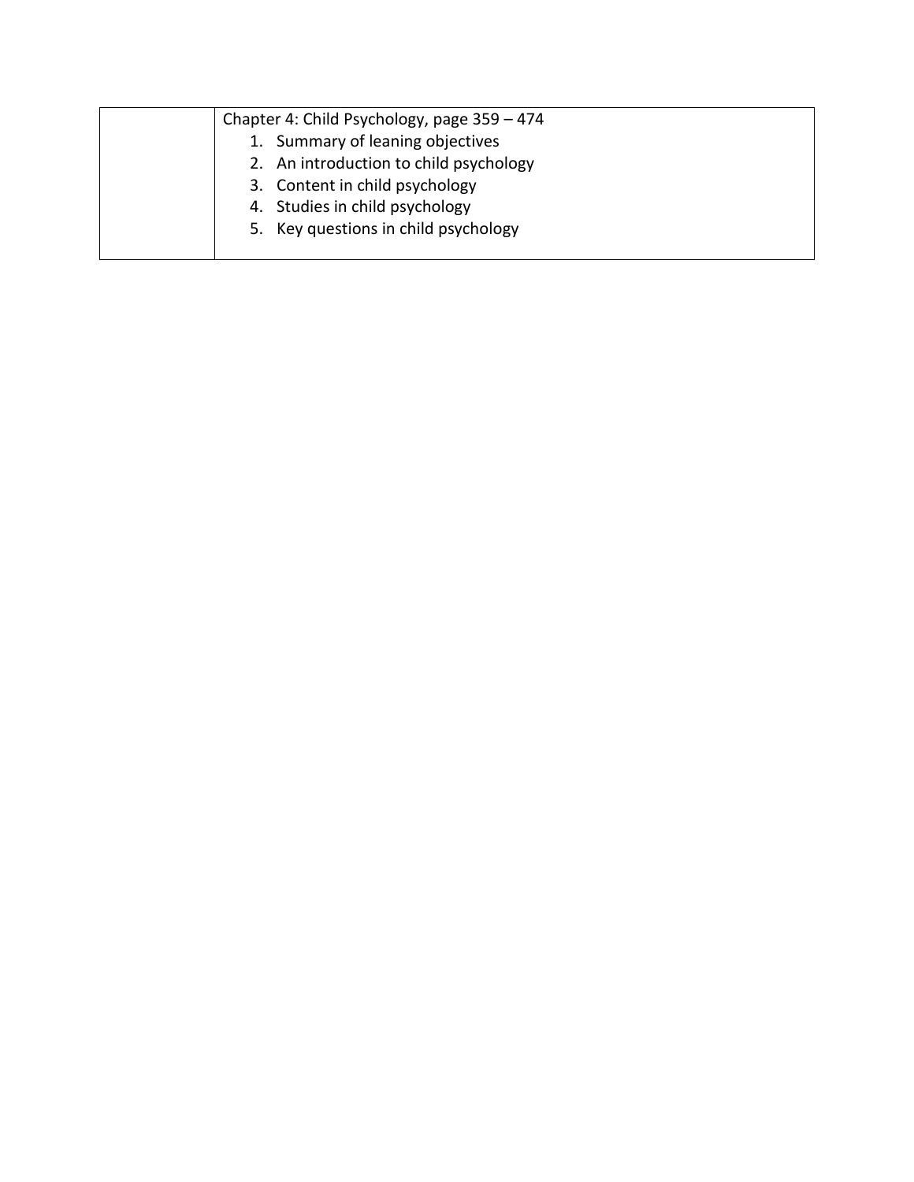| | |
|---|---|
| | Chapter 4: Child Psychology, page 359 – 474<br>1. Summary of leaning objectives<br>2. An introduction to child psychology<br>3. Content in child psychology<br>4. Studies in child psychology<br>5. Key questions in child psychology |